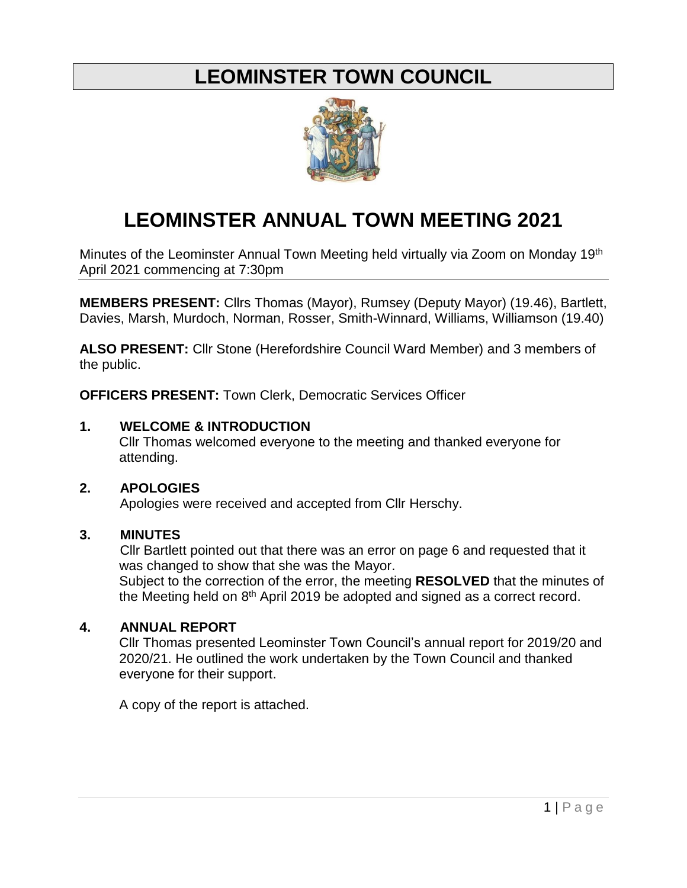# LEOMINSTER TOWN COUNCIL

# LEOMINSTER ANNUAL TOWN MEETING 2021

Minutes of the Leominster Annual Town Meeting held virtually via Zoom on Monday 19th April 2021 commencing at 7:30pm

**MEMBERS PRESENT:** Cllrs Thomas (Mayor), Rumsey (Deputy Mayor) (19.46), Bartlett, Davies, Marsh, Murdoch, Norman, Rosser, Smith-Winnard, Williams, Williamson (19.40)

**ALSO PRESENT:** Cllr Stone (Herefordshire Council Ward Member) and 3 members of the public.

**OFFICERS PRESENT:** Town Clerk, Democratic Services Officer

**1. WELCOME & INTRODUCTION**

Cllr Thomas welcomed everyone to the meeting and thanked everyone for attending.

**2. APOLOGIES**

Apologies were received and accepted from Cllr Herschy.

**3. MINUTES**

Cllr Bartlett pointed out that there was an error on page 6 and requested that it was changed to show that she was the Mayor.

Subject to the correction of the error, the meeting **RESOLVED** that the minutes of the Meeting held on 8th April 2019 be adopted and signed as a correct record.

**4. ANNUAL REPORT**

Cllr Thomas presented Leominster Town Council's annual report for 2019/20 and 2020/21. He outlined the work undertaken by the Town Council and thanked everyone for their support.

A copy of the report is attached.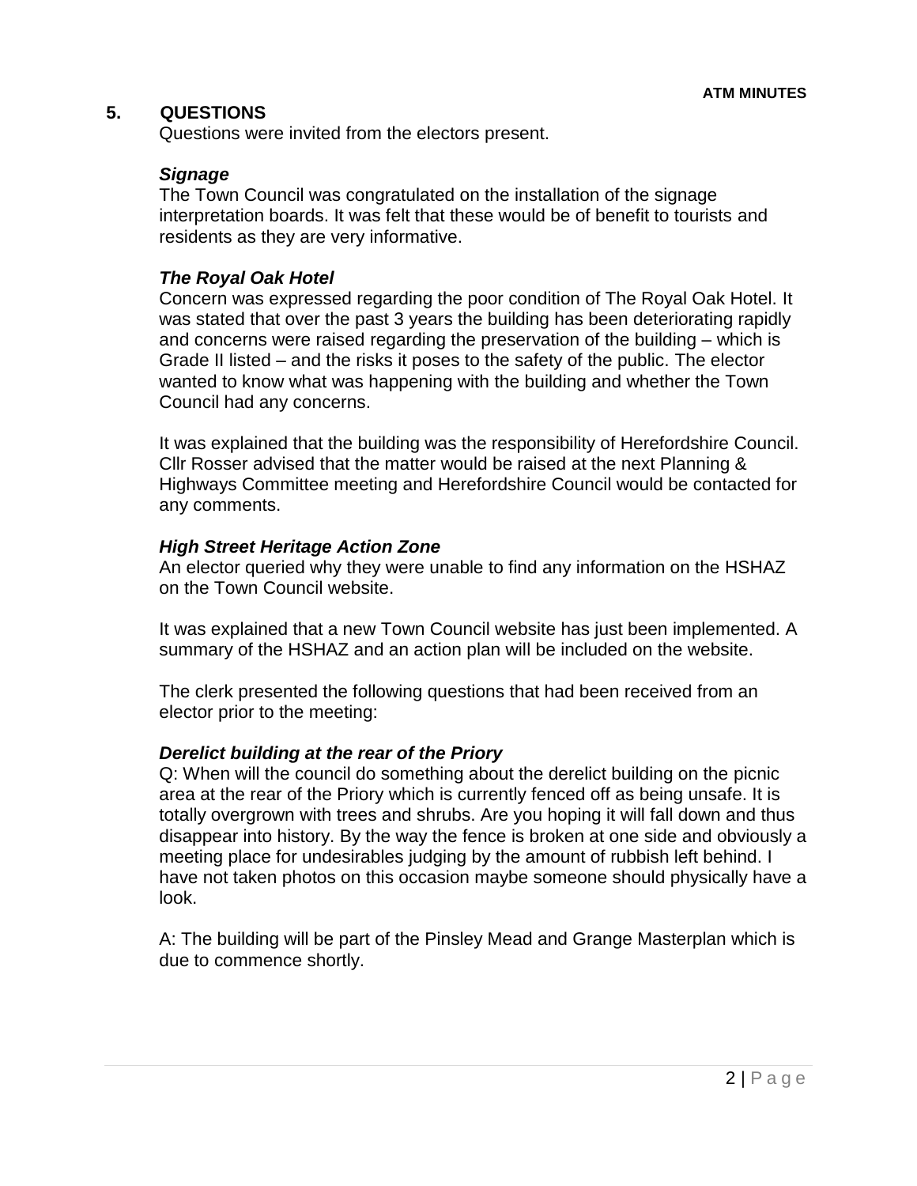## 5. QUESTIONS

Questions were invited from the electors present.

***Signage***

The Town Council was congratulated on the installation of the signage interpretation boards. It was felt that these would be of benefit to tourists and residents as they are very informative.

***The Royal Oak Hotel***

Concern was expressed regarding the poor condition of The Royal Oak Hotel. It was stated that over the past 3 years the building has been deteriorating rapidly and concerns were raised regarding the preservation of the building – which is Grade II listed – and the risks it poses to the safety of the public. The elector wanted to know what was happening with the building and whether the Town Council had any concerns.

It was explained that the building was the responsibility of Herefordshire Council. Cllr Rosser advised that the matter would be raised at the next Planning & Highways Committee meeting and Herefordshire Council would be contacted for any comments.

***High Street Heritage Action Zone***

An elector queried why they were unable to find any information on the HSHAZ on the Town Council website.

It was explained that a new Town Council website has just been implemented. A summary of the HSHAZ and an action plan will be included on the website.

The clerk presented the following questions that had been received from an elector prior to the meeting:

***Derelict building at the rear of the Priory***

Q: When will the council do something about the derelict building on the picnic area at the rear of the Priory which is currently fenced off as being unsafe. It is totally overgrown with trees and shrubs. Are you hoping it will fall down and thus disappear into history. By the way the fence is broken at one side and obviously a meeting place for undesirables judging by the amount of rubbish left behind. I have not taken photos on this occasion maybe someone should physically have a look.

A: The building will be part of the Pinsley Mead and Grange Masterplan which is due to commence shortly.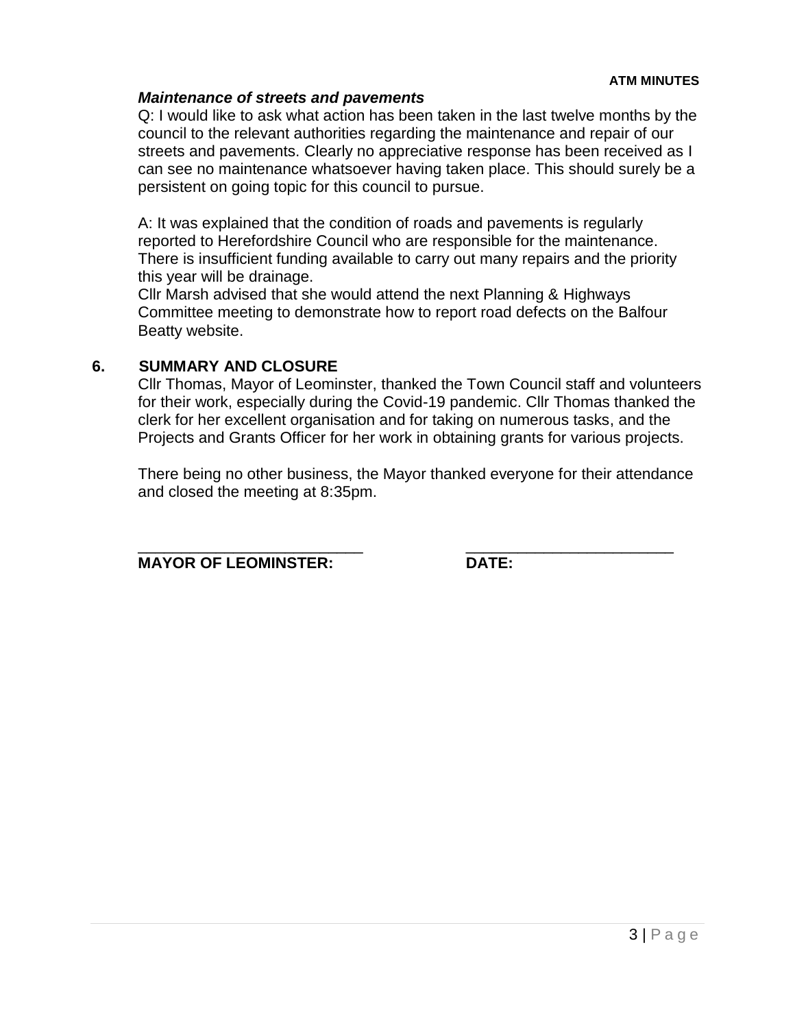***Maintenance of streets and pavements***

Q: I would like to ask what action has been taken in the last twelve months by the council to the relevant authorities regarding the maintenance and repair of our streets and pavements. Clearly no appreciative response has been received as I can see no maintenance whatsoever having taken place. This should surely be a persistent on going topic for this council to pursue.

A: It was explained that the condition of roads and pavements is regularly reported to Herefordshire Council who are responsible for the maintenance. There is insufficient funding available to carry out many repairs and the priority this year will be drainage.
Cllr Marsh advised that she would attend the next Planning & Highways Committee meeting to demonstrate how to report road defects on the Balfour Beatty website.

## 6. SUMMARY AND CLOSURE

Cllr Thomas, Mayor of Leominster, thanked the Town Council staff and volunteers for their work, especially during the Covid-19 pandemic. Cllr Thomas thanked the clerk for her excellent organisation and for taking on numerous tasks, and the Projects and Grants Officer for her work in obtaining grants for various projects.

There being no other business, the Mayor thanked everyone for their attendance and closed the meeting at 8:35pm.

\_\_\_\_\_\_\_\_\_\_\_\_\_\_\_\_\_\_\_\_\_\_\_\_\_\_ \_\_\_\_\_\_\_\_\_\_\_\_\_\_\_\_\_\_\_\_\_\_\_\_\_\_

**MAYOR OF LEOMINSTER:** **DATE:**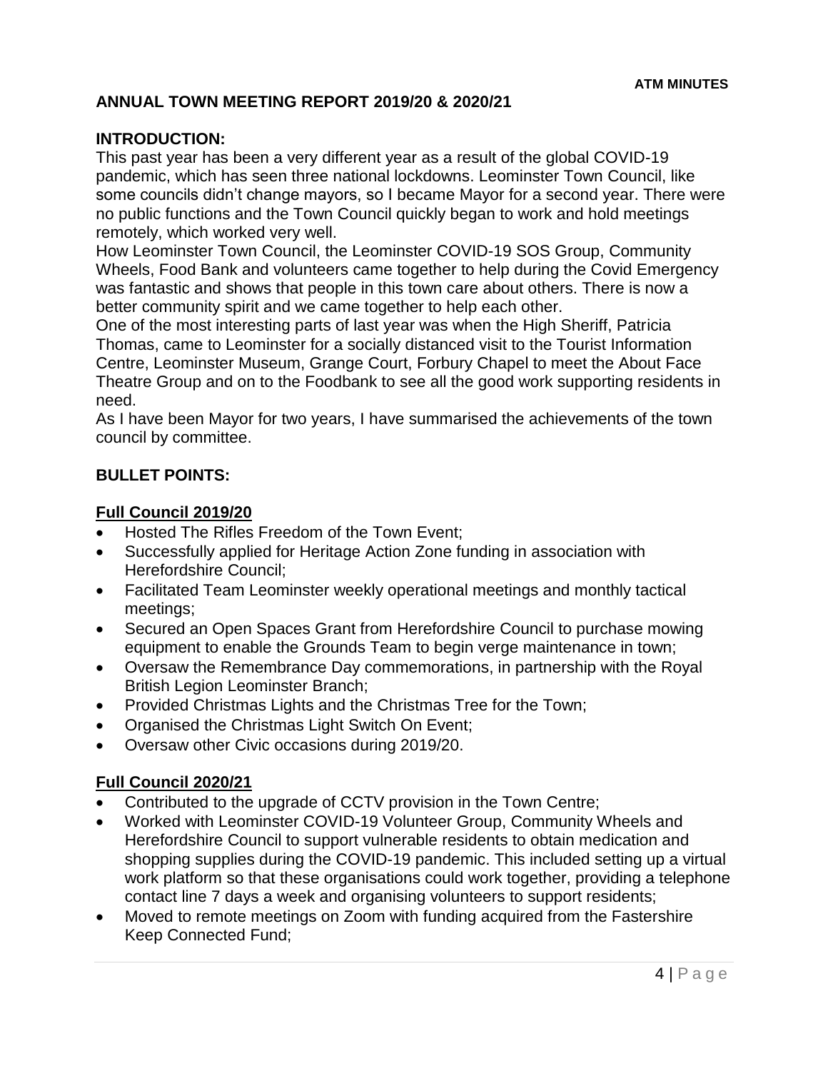**ATM MINUTES**

## ANNUAL TOWN MEETING REPORT 2019/20 & 2020/21

### INTRODUCTION:

This past year has been a very different year as a result of the global COVID-19 pandemic, which has seen three national lockdowns. Leominster Town Council, like some councils didn't change mayors, so I became Mayor for a second year. There were no public functions and the Town Council quickly began to work and hold meetings remotely, which worked very well.

How Leominster Town Council, the Leominster COVID-19 SOS Group, Community Wheels, Food Bank and volunteers came together to help during the Covid Emergency was fantastic and shows that people in this town care about others. There is now a better community spirit and we came together to help each other.

One of the most interesting parts of last year was when the High Sheriff, Patricia Thomas, came to Leominster for a socially distanced visit to the Tourist Information Centre, Leominster Museum, Grange Court, Forbury Chapel to meet the About Face Theatre Group and on to the Foodbank to see all the good work supporting residents in need.

As I have been Mayor for two years, I have summarised the achievements of the town council by committee.

### BULLET POINTS:

**Full Council 2019/20**

- Hosted The Rifles Freedom of the Town Event;
- Successfully applied for Heritage Action Zone funding in association with Herefordshire Council;
- Facilitated Team Leominster weekly operational meetings and monthly tactical meetings;
- Secured an Open Spaces Grant from Herefordshire Council to purchase mowing equipment to enable the Grounds Team to begin verge maintenance in town;
- Oversaw the Remembrance Day commemorations, in partnership with the Royal British Legion Leominster Branch;
- Provided Christmas Lights and the Christmas Tree for the Town;
- Organised the Christmas Light Switch On Event;
- Oversaw other Civic occasions during 2019/20.

**Full Council 2020/21**

- Contributed to the upgrade of CCTV provision in the Town Centre;
- Worked with Leominster COVID-19 Volunteer Group, Community Wheels and Herefordshire Council to support vulnerable residents to obtain medication and shopping supplies during the COVID-19 pandemic. This included setting up a virtual work platform so that these organisations could work together, providing a telephone contact line 7 days a week and organising volunteers to support residents;
- Moved to remote meetings on Zoom with funding acquired from the Fastershire Keep Connected Fund;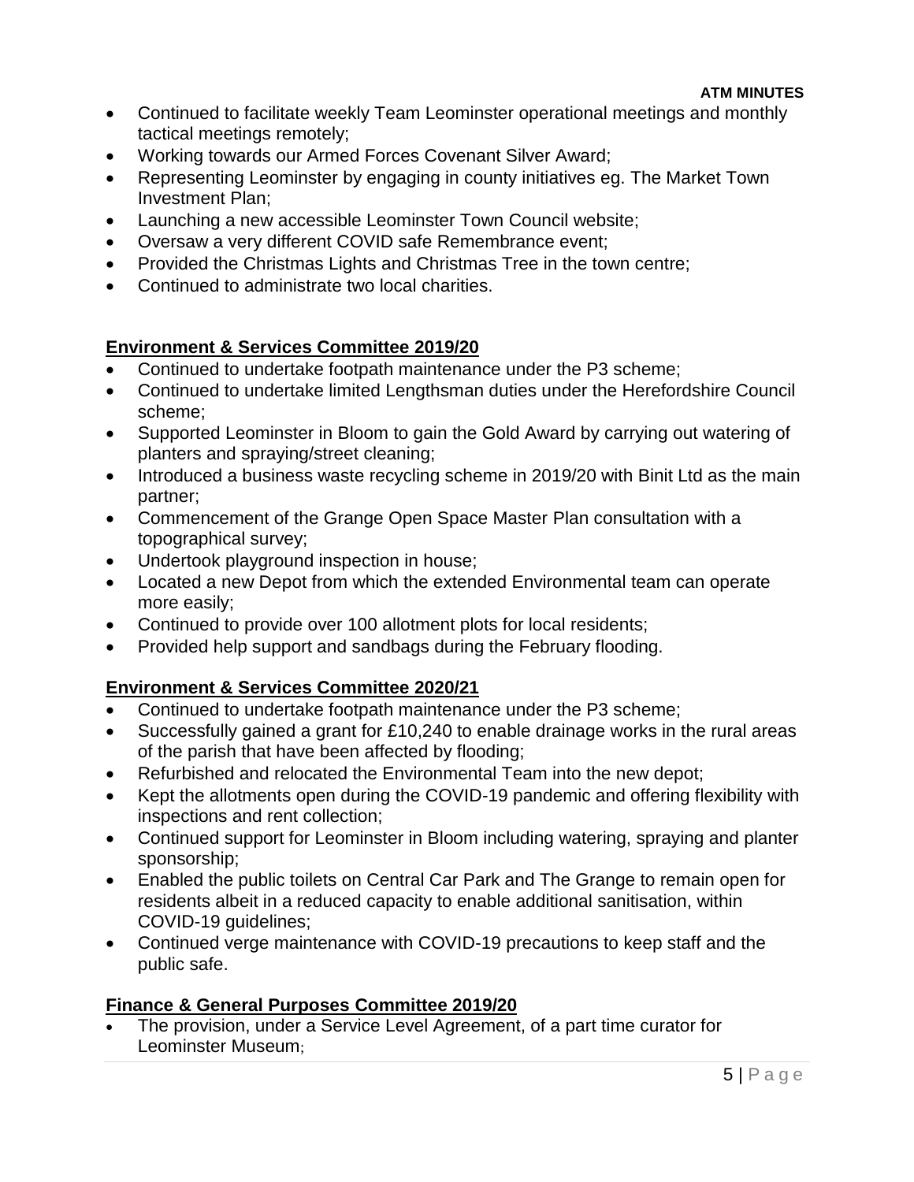- Continued to facilitate weekly Team Leominster operational meetings and monthly tactical meetings remotely;
- Working towards our Armed Forces Covenant Silver Award;
- Representing Leominster by engaging in county initiatives eg. The Market Town Investment Plan;
- Launching a new accessible Leominster Town Council website;
- Oversaw a very different COVID safe Remembrance event;
- Provided the Christmas Lights and Christmas Tree in the town centre;
- Continued to administrate two local charities.

**Environment & Services Committee 2019/20**

- Continued to undertake footpath maintenance under the P3 scheme;
- Continued to undertake limited Lengthsman duties under the Herefordshire Council scheme;
- Supported Leominster in Bloom to gain the Gold Award by carrying out watering of planters and spraying/street cleaning;
- Introduced a business waste recycling scheme in 2019/20 with Binit Ltd as the main partner;
- Commencement of the Grange Open Space Master Plan consultation with a topographical survey;
- Undertook playground inspection in house;
- Located a new Depot from which the extended Environmental team can operate more easily;
- Continued to provide over 100 allotment plots for local residents;
- Provided help support and sandbags during the February flooding.

**Environment & Services Committee 2020/21**

- Continued to undertake footpath maintenance under the P3 scheme;
- Successfully gained a grant for £10,240 to enable drainage works in the rural areas of the parish that have been affected by flooding;
- Refurbished and relocated the Environmental Team into the new depot;
- Kept the allotments open during the COVID-19 pandemic and offering flexibility with inspections and rent collection;
- Continued support for Leominster in Bloom including watering, spraying and planter sponsorship;
- Enabled the public toilets on Central Car Park and The Grange to remain open for residents albeit in a reduced capacity to enable additional sanitisation, within COVID-19 guidelines;
- Continued verge maintenance with COVID-19 precautions to keep staff and the public safe.

**Finance & General Purposes Committee 2019/20**

- The provision, under a Service Level Agreement, of a part time curator for Leominster Museum;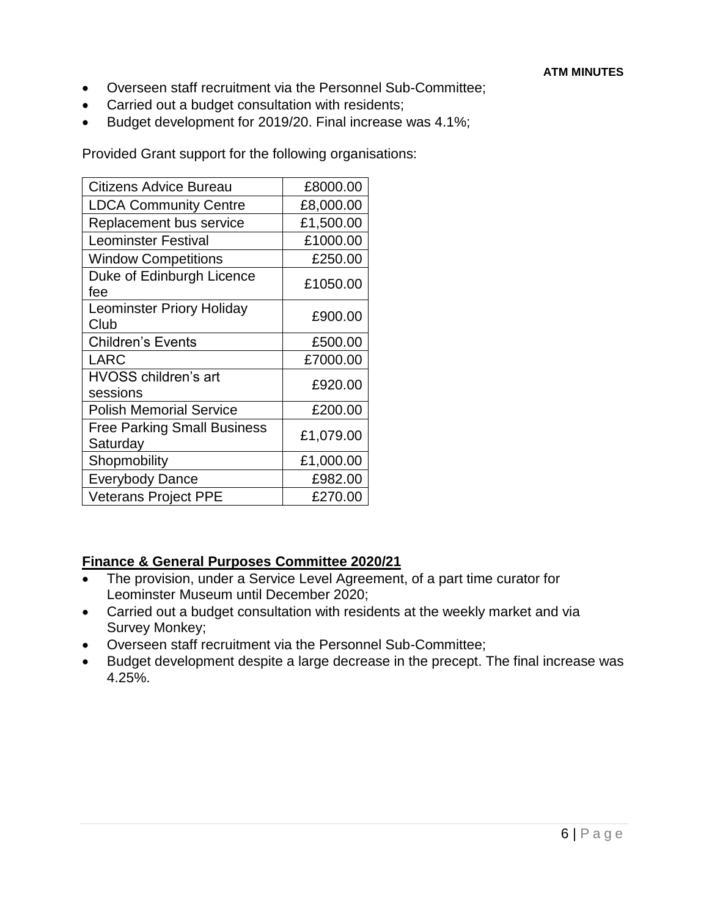- Overseen staff recruitment via the Personnel Sub-Committee;
- Carried out a budget consultation with residents;
- Budget development for 2019/20. Final increase was 4.1%;

Provided Grant support for the following organisations:

| | |
|---|---:|
| Citizens Advice Bureau | £8000.00 |
| LDCA Community Centre | £8,000.00 |
| Replacement bus service | £1,500.00 |
| Leominster Festival | £1000.00 |
| Window Competitions | £250.00 |
| Duke of Edinburgh Licence fee | £1050.00 |
| Leominster Priory Holiday Club | £900.00 |
| Children's Events | £500.00 |
| LARC | £7000.00 |
| HVOSS children's art sessions | £920.00 |
| Polish Memorial Service | £200.00 |
| Free Parking Small Business Saturday | £1,079.00 |
| Shopmobility | £1,000.00 |
| Everybody Dance | £982.00 |
| Veterans Project PPE | £270.00 |

**Finance & General Purposes Committee 2020/21**

- The provision, under a Service Level Agreement, of a part time curator for Leominster Museum until December 2020;
- Carried out a budget consultation with residents at the weekly market and via Survey Monkey;
- Overseen staff recruitment via the Personnel Sub-Committee;
- Budget development despite a large decrease in the precept. The final increase was 4.25%.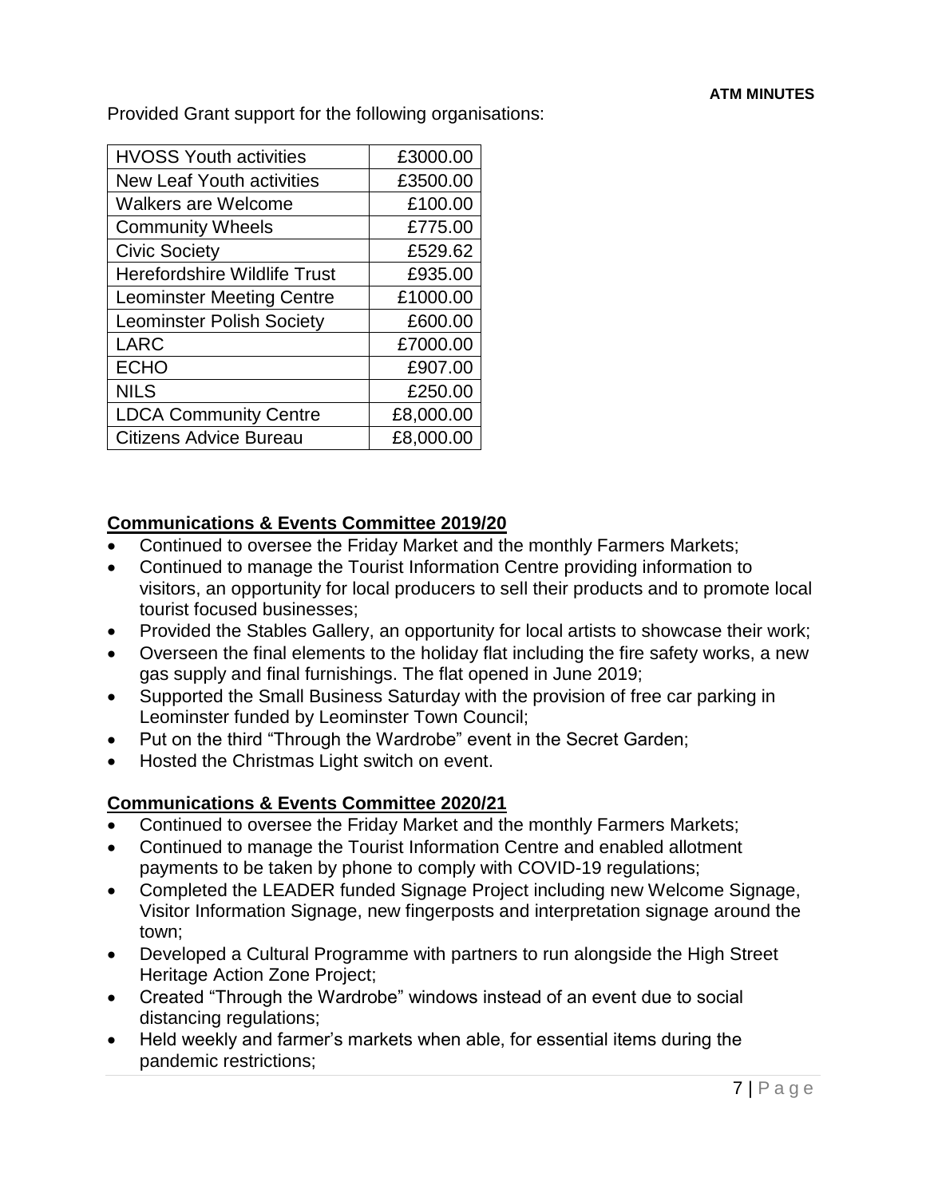Provided Grant support for the following organisations:

| Organisation | Amount |
|---|---|
| HVOSS Youth activities | £3000.00 |
| New Leaf Youth activities | £3500.00 |
| Walkers are Welcome | £100.00 |
| Community Wheels | £775.00 |
| Civic Society | £529.62 |
| Herefordshire Wildlife Trust | £935.00 |
| Leominster Meeting Centre | £1000.00 |
| Leominster Polish Society | £600.00 |
| LARC | £7000.00 |
| ECHO | £907.00 |
| NILS | £250.00 |
| LDCA Community Centre | £8,000.00 |
| Citizens Advice Bureau | £8,000.00 |

## Communications & Events Committee 2019/20

- Continued to oversee the Friday Market and the monthly Farmers Markets;
- Continued to manage the Tourist Information Centre providing information to visitors, an opportunity for local producers to sell their products and to promote local tourist focused businesses;
- Provided the Stables Gallery, an opportunity for local artists to showcase their work;
- Overseen the final elements to the holiday flat including the fire safety works, a new gas supply and final furnishings. The flat opened in June 2019;
- Supported the Small Business Saturday with the provision of free car parking in Leominster funded by Leominster Town Council;
- Put on the third "Through the Wardrobe" event in the Secret Garden;
- Hosted the Christmas Light switch on event.

## Communications & Events Committee 2020/21

- Continued to oversee the Friday Market and the monthly Farmers Markets;
- Continued to manage the Tourist Information Centre and enabled allotment payments to be taken by phone to comply with COVID-19 regulations;
- Completed the LEADER funded Signage Project including new Welcome Signage, Visitor Information Signage, new fingerposts and interpretation signage around the town;
- Developed a Cultural Programme with partners to run alongside the High Street Heritage Action Zone Project;
- Created "Through the Wardrobe" windows instead of an event due to social distancing regulations;
- Held weekly and farmer's markets when able, for essential items during the pandemic restrictions;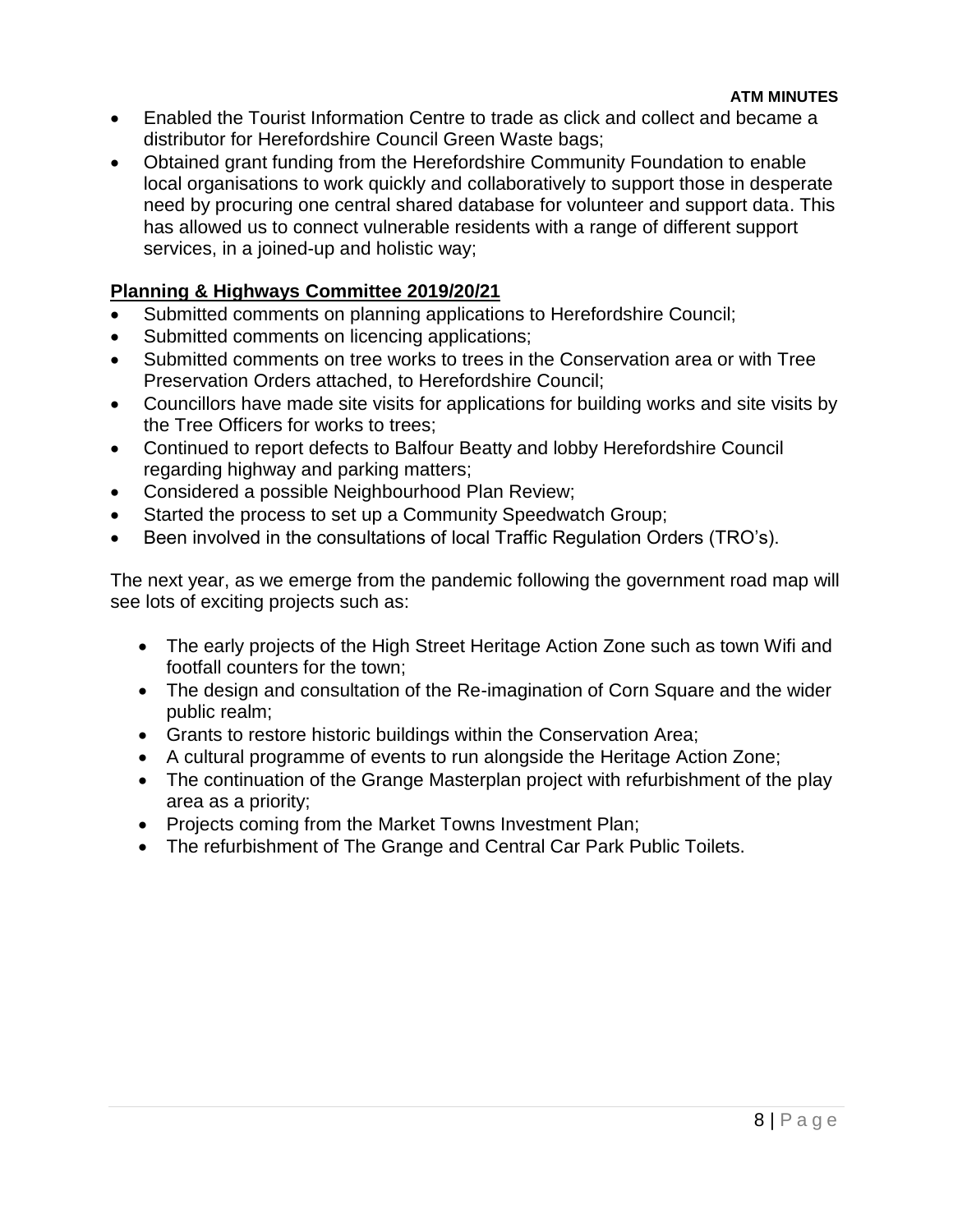- Enabled the Tourist Information Centre to trade as click and collect and became a distributor for Herefordshire Council Green Waste bags;
- Obtained grant funding from the Herefordshire Community Foundation to enable local organisations to work quickly and collaboratively to support those in desperate need by procuring one central shared database for volunteer and support data. This has allowed us to connect vulnerable residents with a range of different support services, in a joined-up and holistic way;

**Planning & Highways Committee 2019/20/21**

- Submitted comments on planning applications to Herefordshire Council;
- Submitted comments on licencing applications;
- Submitted comments on tree works to trees in the Conservation area or with Tree Preservation Orders attached, to Herefordshire Council;
- Councillors have made site visits for applications for building works and site visits by the Tree Officers for works to trees;
- Continued to report defects to Balfour Beatty and lobby Herefordshire Council regarding highway and parking matters;
- Considered a possible Neighbourhood Plan Review;
- Started the process to set up a Community Speedwatch Group;
- Been involved in the consultations of local Traffic Regulation Orders (TRO's).

The next year, as we emerge from the pandemic following the government road map will see lots of exciting projects such as:

- The early projects of the High Street Heritage Action Zone such as town Wifi and footfall counters for the town;
- The design and consultation of the Re-imagination of Corn Square and the wider public realm;
- Grants to restore historic buildings within the Conservation Area;
- A cultural programme of events to run alongside the Heritage Action Zone;
- The continuation of the Grange Masterplan project with refurbishment of the play area as a priority;
- Projects coming from the Market Towns Investment Plan;
- The refurbishment of The Grange and Central Car Park Public Toilets.